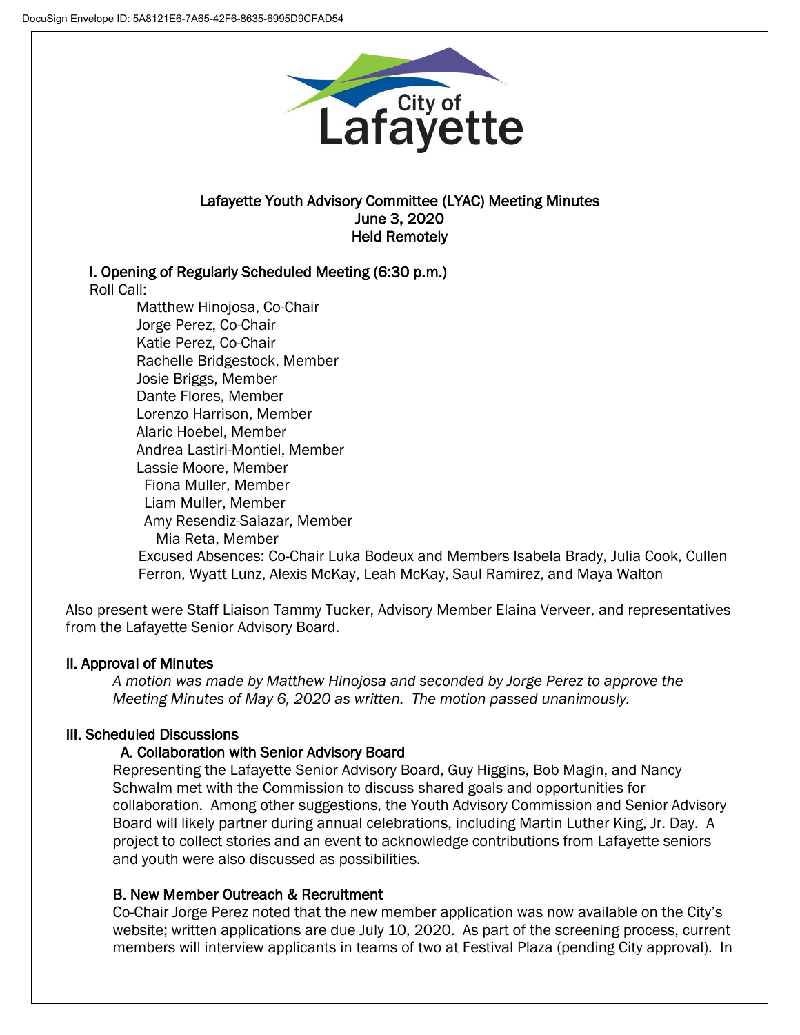DocuSign Envelope ID: 5A8121E6-7A65-42F6-8635-6995D9CFAD54

City of Lafayette

# Lafayette Youth Advisory Committee (LYAC) Meeting Minutes
## June 3, 2020
## Held Remotely

## I. Opening of Regularly Scheduled Meeting (6:30 p.m.)

Roll Call:

- Matthew Hinojosa, Co-Chair
- Jorge Perez, Co-Chair
- Katie Perez, Co-Chair
- Rachelle Bridgestock, Member
- Josie Briggs, Member
- Dante Flores, Member
- Lorenzo Harrison, Member
- Alaric Hoebel, Member
- Andrea Lastiri-Montiel, Member
- Lassie Moore, Member
- Fiona Muller, Member
- Liam Muller, Member
- Amy Resendiz-Salazar, Member
- Mia Reta, Member

Excused Absences: Co-Chair Luka Bodeux and Members Isabela Brady, Julia Cook, Cullen Ferron, Wyatt Lunz, Alexis McKay, Leah McKay, Saul Ramirez, and Maya Walton

Also present were Staff Liaison Tammy Tucker, Advisory Member Elaina Verveer, and representatives from the Lafayette Senior Advisory Board.

## II. Approval of Minutes

*A motion was made by Matthew Hinojosa and seconded by Jorge Perez to approve the Meeting Minutes of May 6, 2020 as written. The motion passed unanimously.*

## III. Scheduled Discussions

### A. Collaboration with Senior Advisory Board

Representing the Lafayette Senior Advisory Board, Guy Higgins, Bob Magin, and Nancy Schwalm met with the Commission to discuss shared goals and opportunities for collaboration. Among other suggestions, the Youth Advisory Commission and Senior Advisory Board will likely partner during annual celebrations, including Martin Luther King, Jr. Day. A project to collect stories and an event to acknowledge contributions from Lafayette seniors and youth were also discussed as possibilities.

### B. New Member Outreach & Recruitment

Co-Chair Jorge Perez noted that the new member application was now available on the City's website; written applications are due July 10, 2020. As part of the screening process, current members will interview applicants in teams of two at Festival Plaza (pending City approval). In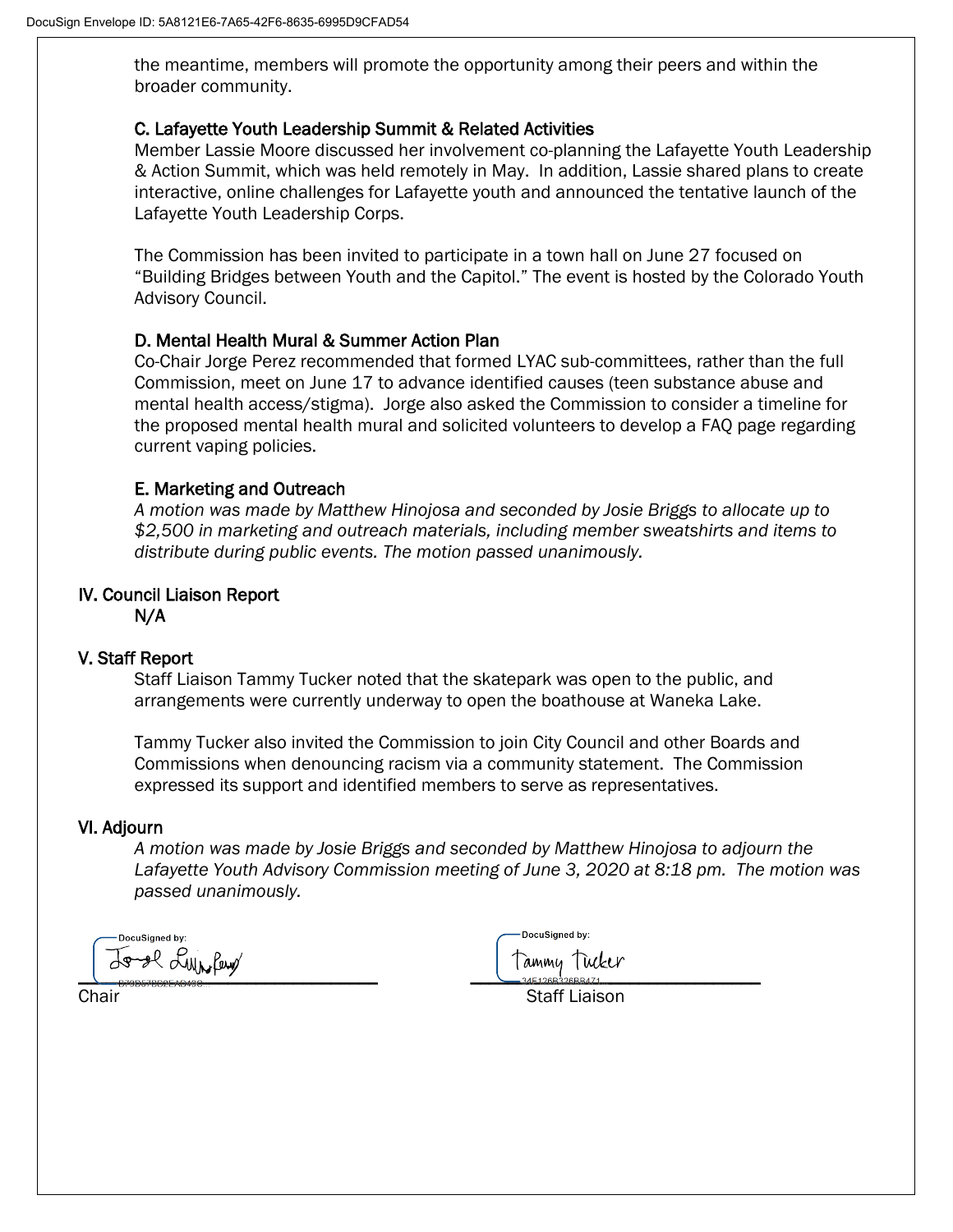the meantime, members will promote the opportunity among their peers and within the broader community.

### C. Lafayette Youth Leadership Summit & Related Activities

Member Lassie Moore discussed her involvement co-planning the Lafayette Youth Leadership & Action Summit, which was held remotely in May. In addition, Lassie shared plans to create interactive, online challenges for Lafayette youth and announced the tentative launch of the Lafayette Youth Leadership Corps.

The Commission has been invited to participate in a town hall on June 27 focused on "Building Bridges between Youth and the Capitol." The event is hosted by the Colorado Youth Advisory Council.

### D. Mental Health Mural & Summer Action Plan

Co-Chair Jorge Perez recommended that formed LYAC sub-committees, rather than the full Commission, meet on June 17 to advance identified causes (teen substance abuse and mental health access/stigma). Jorge also asked the Commission to consider a timeline for the proposed mental health mural and solicited volunteers to develop a FAQ page regarding current vaping policies.

### E. Marketing and Outreach

*A motion was made by Matthew Hinojosa and seconded by Josie Briggs to allocate up to $2,500 in marketing and outreach materials, including member sweatshirts and items to distribute during public events. The motion passed unanimously.*

## IV. Council Liaison Report

N/A

## V. Staff Report

Staff Liaison Tammy Tucker noted that the skatepark was open to the public, and arrangements were currently underway to open the boathouse at Waneka Lake.

Tammy Tucker also invited the Commission to join City Council and other Boards and Commissions when denouncing racism via a community statement. The Commission expressed its support and identified members to serve as representatives.

## VI. Adjourn

*A motion was made by Josie Briggs and seconded by Matthew Hinojosa to adjourn the Lafayette Youth Advisory Commission meeting of June 3, 2020 at 8:18 pm. The motion was passed unanimously.*

DocuSigned by: Jorge Luis Perez
Chair

DocuSigned by: Tammy Tucker
Staff Liaison